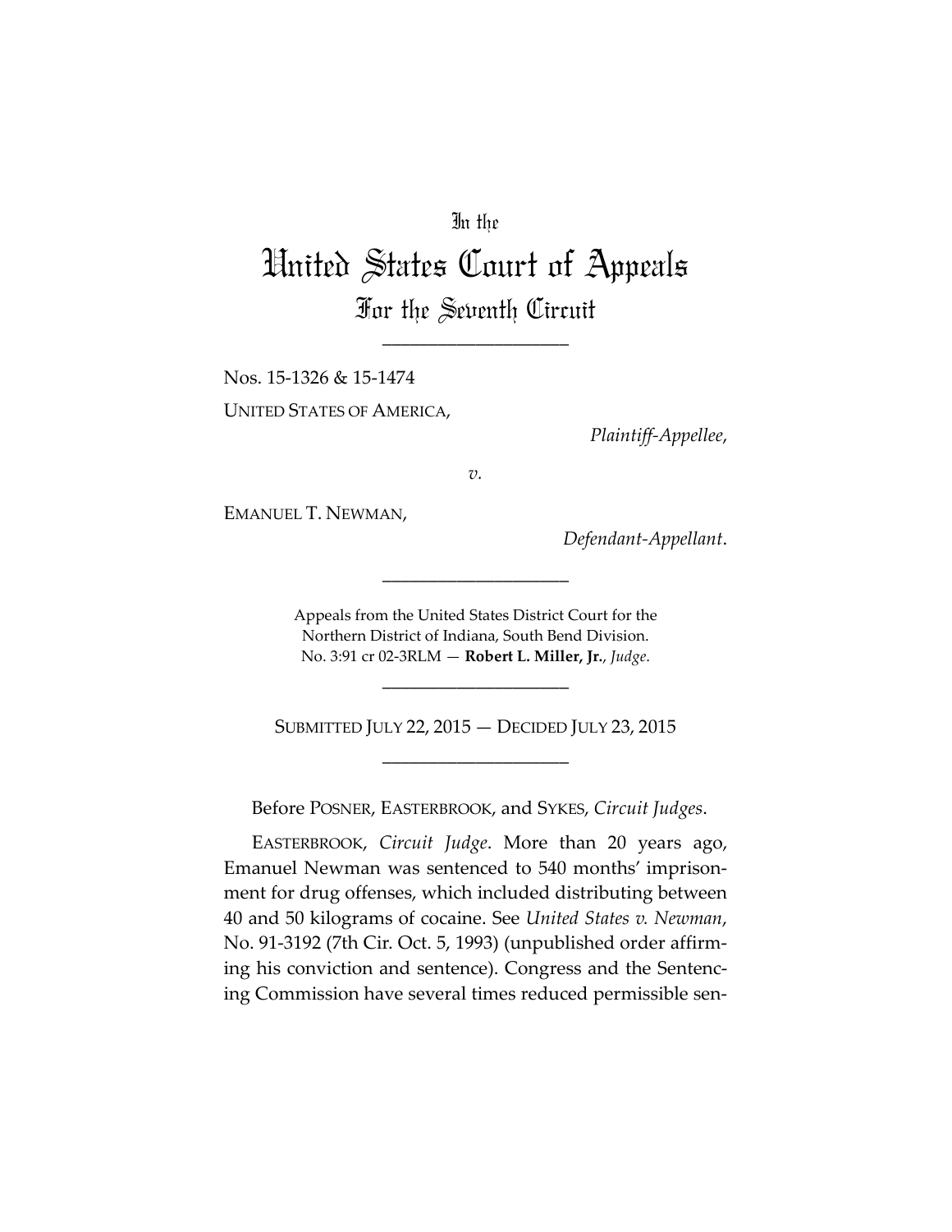In the

# United States Court of Appeals

## For the Seventh Circuit

---

Nos. 15-1326 & 15-1474

UNITED STATES OF AMERICA,

*Plaintiff-Appellee*,

*v.*

EMANUEL T. NEWMAN,

*Defendant-Appellant*.

---

Appeals from the United States District Court for the Northern District of Indiana, South Bend Division.
No. 3:91 cr 02-3RLM — **Robert L. Miller, Jr.**, *Judge*.

---

SUBMITTED JULY 22, 2015 — DECIDED JULY 23, 2015

---

Before POSNER, EASTERBROOK, and SYKES, *Circuit Judges*.

EASTERBROOK, *Circuit Judge*. More than 20 years ago, Emanuel Newman was sentenced to 540 months' imprisonment for drug offenses, which included distributing between 40 and 50 kilograms of cocaine. See *United States v. Newman*, No. 91-3192 (7th Cir. Oct. 5, 1993) (unpublished order affirming his conviction and sentence). Congress and the Sentencing Commission have several times reduced permissible sen-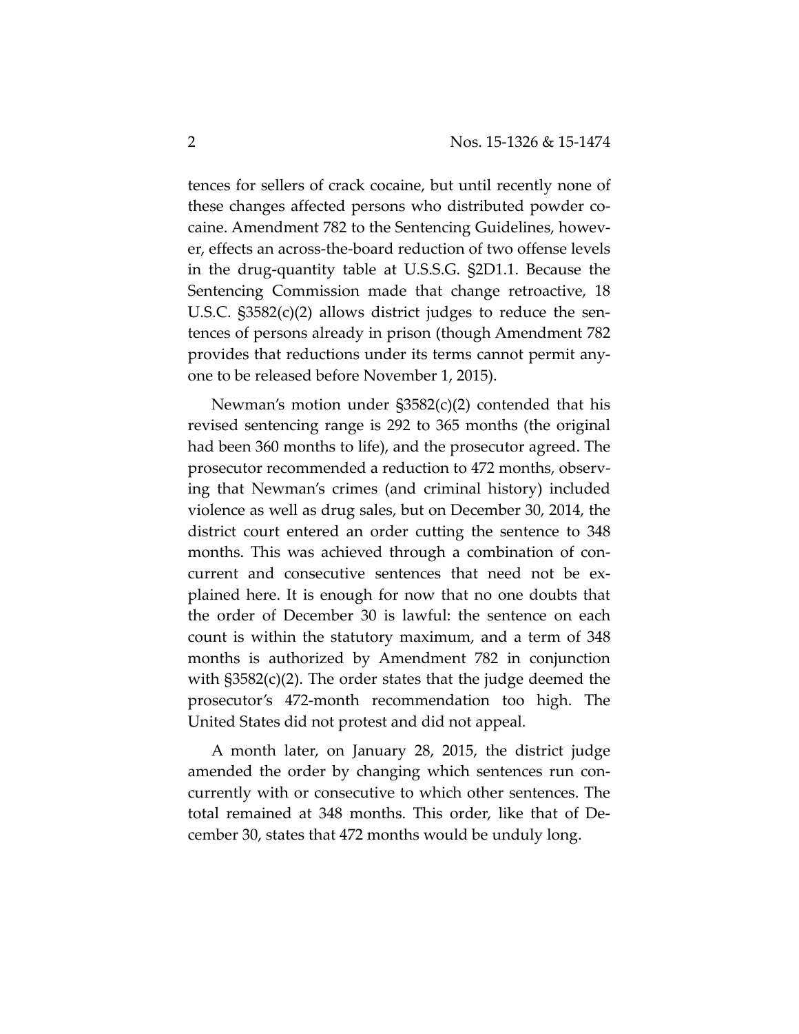tences for sellers of crack cocaine, but until recently none of these changes affected persons who distributed powder cocaine. Amendment 782 to the Sentencing Guidelines, however, effects an across-the-board reduction of two offense levels in the drug-quantity table at U.S.S.G. §2D1.1. Because the Sentencing Commission made that change retroactive, 18 U.S.C. §3582(c)(2) allows district judges to reduce the sentences of persons already in prison (though Amendment 782 provides that reductions under its terms cannot permit anyone to be released before November 1, 2015).

Newman's motion under §3582(c)(2) contended that his revised sentencing range is 292 to 365 months (the original had been 360 months to life), and the prosecutor agreed. The prosecutor recommended a reduction to 472 months, observing that Newman's crimes (and criminal history) included violence as well as drug sales, but on December 30, 2014, the district court entered an order cutting the sentence to 348 months. This was achieved through a combination of concurrent and consecutive sentences that need not be explained here. It is enough for now that no one doubts that the order of December 30 is lawful: the sentence on each count is within the statutory maximum, and a term of 348 months is authorized by Amendment 782 in conjunction with §3582(c)(2). The order states that the judge deemed the prosecutor's 472-month recommendation too high. The United States did not protest and did not appeal.

A month later, on January 28, 2015, the district judge amended the order by changing which sentences run concurrently with or consecutive to which other sentences. The total remained at 348 months. This order, like that of December 30, states that 472 months would be unduly long.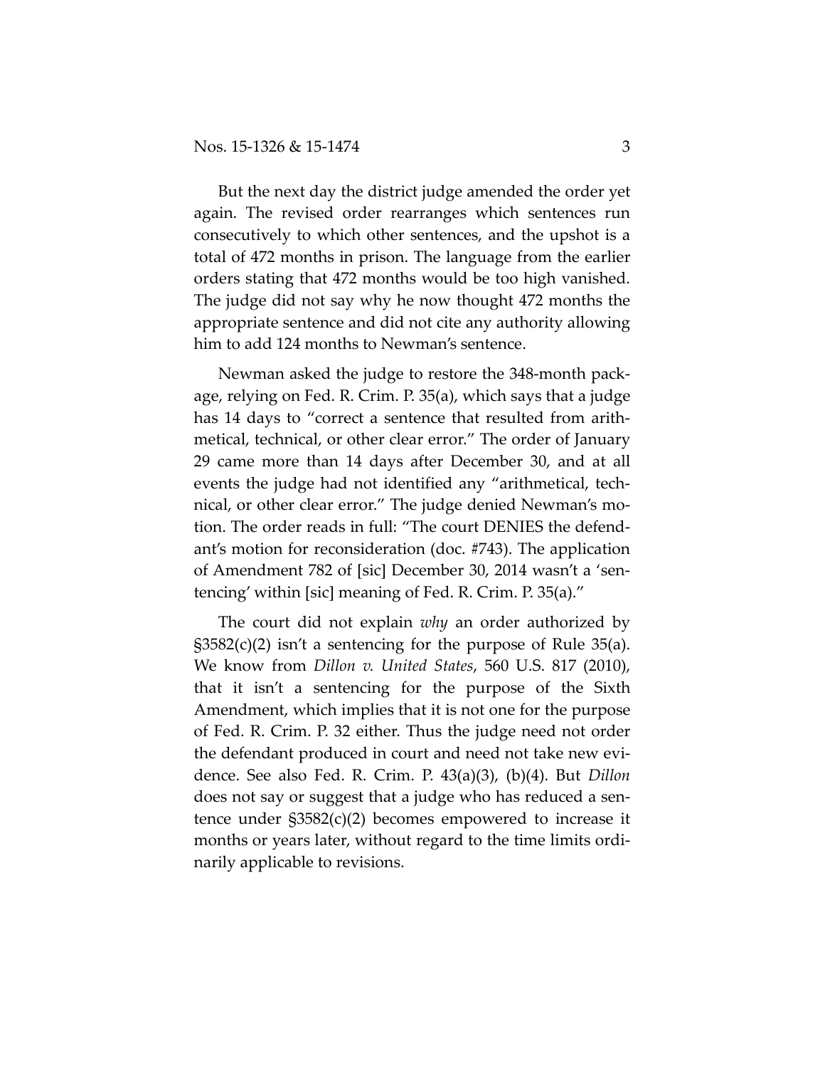But the next day the district judge amended the order yet again. The revised order rearranges which sentences run consecutively to which other sentences, and the upshot is a total of 472 months in prison. The language from the earlier orders stating that 472 months would be too high vanished. The judge did not say why he now thought 472 months the appropriate sentence and did not cite any authority allowing him to add 124 months to Newman's sentence.

Newman asked the judge to restore the 348-month package, relying on Fed. R. Crim. P. 35(a), which says that a judge has 14 days to "correct a sentence that resulted from arithmetical, technical, or other clear error." The order of January 29 came more than 14 days after December 30, and at all events the judge had not identified any "arithmetical, technical, or other clear error." The judge denied Newman's motion. The order reads in full: "The court DENIES the defendant's motion for reconsideration (doc. #743). The application of Amendment 782 of [sic] December 30, 2014 wasn't a 'sentencing' within [sic] meaning of Fed. R. Crim. P. 35(a)."

The court did not explain *why* an order authorized by §3582(c)(2) isn't a sentencing for the purpose of Rule 35(a). We know from *Dillon v. United States*, 560 U.S. 817 (2010), that it isn't a sentencing for the purpose of the Sixth Amendment, which implies that it is not one for the purpose of Fed. R. Crim. P. 32 either. Thus the judge need not order the defendant produced in court and need not take new evidence. See also Fed. R. Crim. P. 43(a)(3), (b)(4). But *Dillon* does not say or suggest that a judge who has reduced a sentence under §3582(c)(2) becomes empowered to increase it months or years later, without regard to the time limits ordinarily applicable to revisions.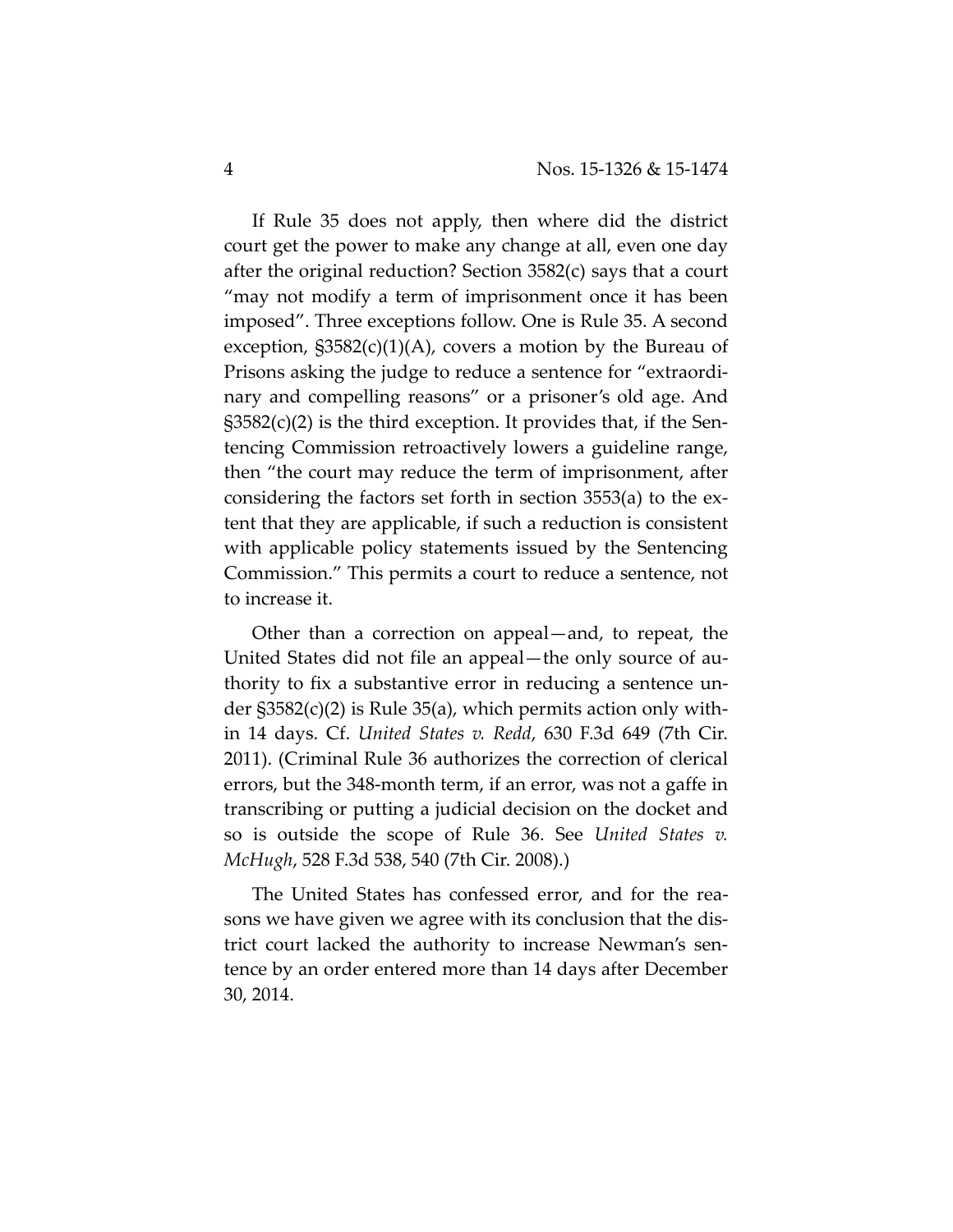If Rule 35 does not apply, then where did the district court get the power to make any change at all, even one day after the original reduction? Section 3582(c) says that a court "may not modify a term of imprisonment once it has been imposed". Three exceptions follow. One is Rule 35. A second exception, §3582(c)(1)(A), covers a motion by the Bureau of Prisons asking the judge to reduce a sentence for "extraordinary and compelling reasons" or a prisoner's old age. And §3582(c)(2) is the third exception. It provides that, if the Sentencing Commission retroactively lowers a guideline range, then "the court may reduce the term of imprisonment, after considering the factors set forth in section 3553(a) to the extent that they are applicable, if such a reduction is consistent with applicable policy statements issued by the Sentencing Commission." This permits a court to reduce a sentence, not to increase it.

Other than a correction on appeal—and, to repeat, the United States did not file an appeal—the only source of authority to fix a substantive error in reducing a sentence under §3582(c)(2) is Rule 35(a), which permits action only within 14 days. Cf. *United States v. Redd*, 630 F.3d 649 (7th Cir. 2011). (Criminal Rule 36 authorizes the correction of clerical errors, but the 348-month term, if an error, was not a gaffe in transcribing or putting a judicial decision on the docket and so is outside the scope of Rule 36. See *United States v. McHugh*, 528 F.3d 538, 540 (7th Cir. 2008).)

The United States has confessed error, and for the reasons we have given we agree with its conclusion that the district court lacked the authority to increase Newman's sentence by an order entered more than 14 days after December 30, 2014.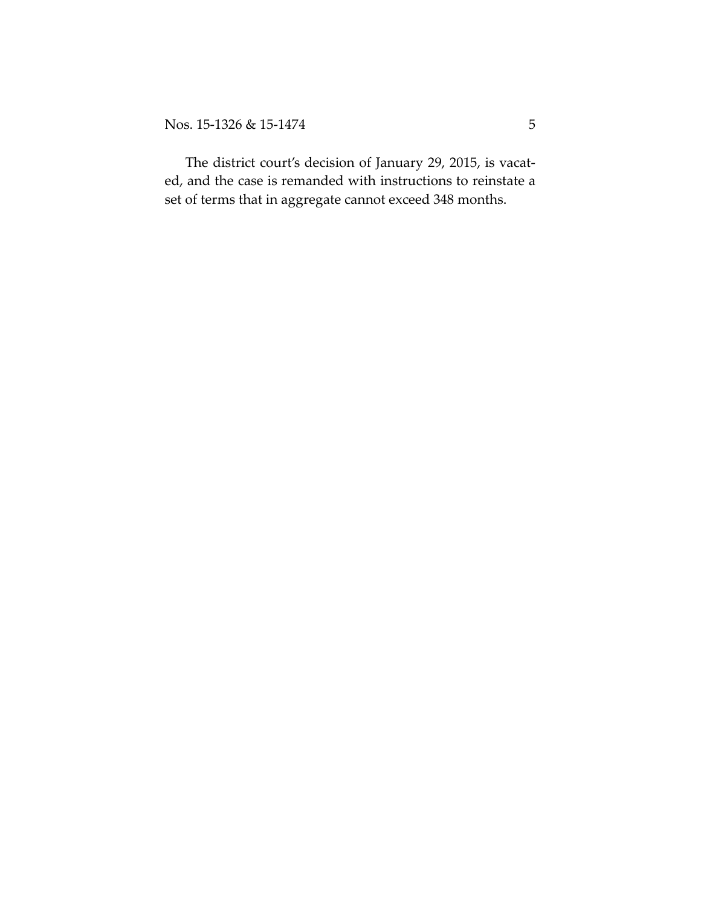The district court's decision of January 29, 2015, is vacated, and the case is remanded with instructions to reinstate a set of terms that in aggregate cannot exceed 348 months.